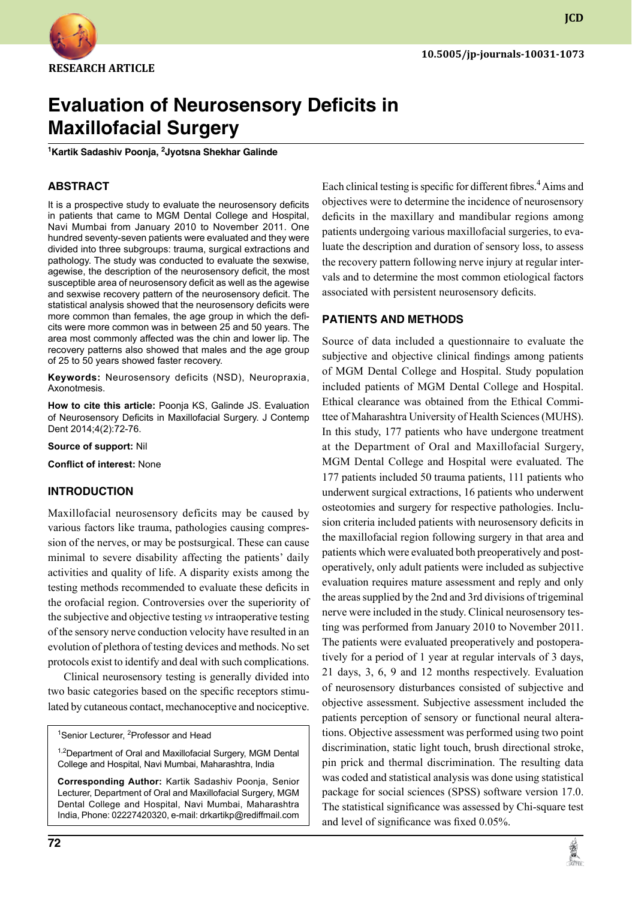RESEARCH ARTICLE

10.5005/jp-journals-10031-1073

# Evaluation of Neurosensory Deficits in Maxillofacial Surgery

[1]Kartik Sadashiv Poonja, [2]Jyotsna Shekhar Galinde

## ABSTRACT

It is a prospective study to evaluate the neurosensory deficits in patients that came to MGM Dental College and Hospital, Navi Mumbai from January 2010 to November 2011. One hundred seventy-seven patients were evaluated and they were divided into three subgroups: trauma, surgical extractions and pathology. The study was conducted to evaluate the sexwise, agewise, the description of the neurosensory deficit, the most susceptible area of neurosensory deficit as well as the agewise and sexwise recovery pattern of the neurosensory deficit. The statistical analysis showed that the neurosensory deficits were more common than females, the age group in which the deficits were more common was in between 25 and 50 years. The area most commonly affected was the chin and lower lip. The recovery patterns also showed that males and the age group of 25 to 50 years showed faster recovery.

**Keywords:** Neurosensory deficits (NSD), Neuropraxia, Axonotmesis.

**How to cite this article:** Poonja KS, Galinde JS. Evaluation of Neurosensory Deficits in Maxillofacial Surgery. J Contemp Dent 2014;4(2):72-76.

**Source of support:** Nil

**Conflict of interest:** None

## INTRODUCTION

Maxillofacial neurosensory deficits may be caused by various factors like trauma, pathologies causing compression of the nerves, or may be postsurgical. These can cause minimal to severe disability affecting the patients' daily activities and quality of life. A disparity exists among the testing methods recommended to evaluate these deficits in the orofacial region. Controversies over the superiority of the subjective and objective testing *vs* intraoperative testing of the sensory nerve conduction velocity have resulted in an evolution of plethora of testing devices and methods. No set protocols exist to identify and deal with such complications.

Clinical neurosensory testing is generally divided into two basic categories based on the specific receptors stimulated by cutaneous contact, mechanoceptive and nociceptive.

[1]Senior Lecturer, [2]Professor and Head

[1,2]Department of Oral and Maxillofacial Surgery, MGM Dental College and Hospital, Navi Mumbai, Maharashtra, India

**Corresponding Author:** Kartik Sadashiv Poonja, Senior Lecturer, Department of Oral and Maxillofacial Surgery, MGM Dental College and Hospital, Navi Mumbai, Maharashtra India, Phone: 02227420320, e-mail: drkartikp@rediffmail.com

Each clinical testing is specific for different fibres.[4] Aims and objectives were to determine the incidence of neurosensory deficits in the maxillary and mandibular regions among patients undergoing various maxillofacial surgeries, to evaluate the description and duration of sensory loss, to assess the recovery pattern following nerve injury at regular intervals and to determine the most common etiological factors associated with persistent neurosensory deficits.

## PATIENTS AND METHODS

Source of data included a questionnaire to evaluate the subjective and objective clinical findings among patients of MGM Dental College and Hospital. Study population included patients of MGM Dental College and Hospital. Ethical clearance was obtained from the Ethical Committee of Maharashtra University of Health Sciences (MUHS). In this study, 177 patients who have undergone treatment at the Department of Oral and Maxillofacial Surgery, MGM Dental College and Hospital were evaluated. The 177 patients included 50 trauma patients, 111 patients who underwent surgical extractions, 16 patients who underwent osteotomies and surgery for respective pathologies. Inclusion criteria included patients with neurosensory deficits in the maxillofacial region following surgery in that area and patients which were evaluated both preoperatively and postoperatively, only adult patients were included as subjective evaluation requires mature assessment and reply and only the areas supplied by the 2nd and 3rd divisions of trigeminal nerve were included in the study. Clinical neurosensory testing was performed from January 2010 to November 2011. The patients were evaluated preoperatively and postoperatively for a period of 1 year at regular intervals of 3 days, 21 days, 3, 6, 9 and 12 months respectively. Evaluation of neurosensory disturbances consisted of subjective and objective assessment. Subjective assessment included the patients perception of sensory or functional neural alterations. Objective assessment was performed using two point discrimination, static light touch, brush directional stroke, pin prick and thermal discrimination. The resulting data was coded and statistical analysis was done using statistical package for social sciences (SPSS) software version 17.0. The statistical significance was assessed by Chi-square test and level of significance was fixed 0.05%.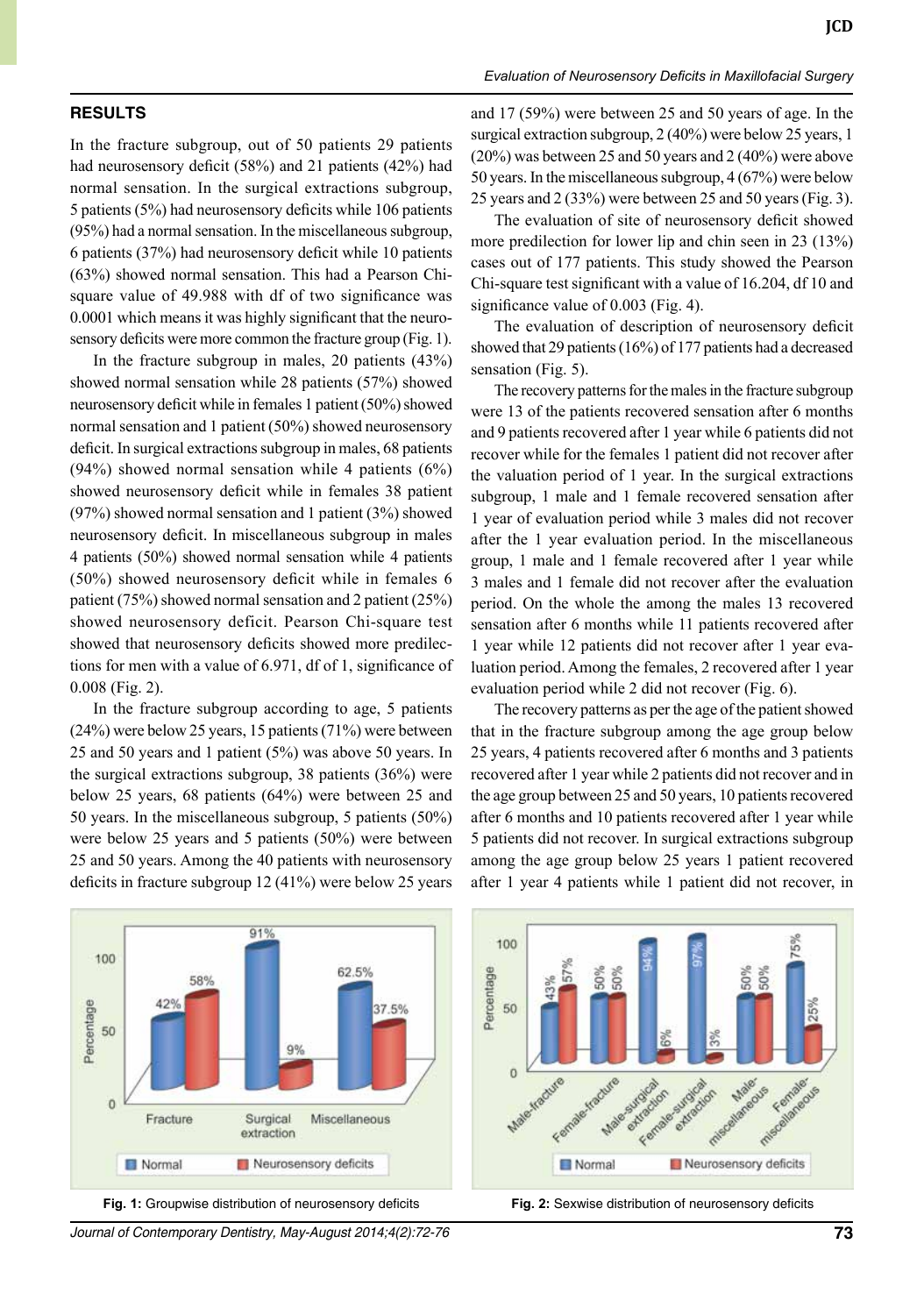## RESULTS

In the fracture subgroup, out of 50 patients 29 patients had neurosensory deficit (58%) and 21 patients (42%) had normal sensation. In the surgical extractions subgroup, 5 patients (5%) had neurosensory deficits while 106 patients (95%) had a normal sensation. In the miscellaneous subgroup, 6 patients (37%) had neurosensory deficit while 10 patients (63%) showed normal sensation. This had a Pearson Chi-square value of 49.988 with df of two significance was 0.0001 which means it was highly significant that the neurosensory deficits were more common the fracture group (Fig. 1).

In the fracture subgroup in males, 20 patients (43%) showed normal sensation while 28 patients (57%) showed neurosensory deficit while in females 1 patient (50%) showed normal sensation and 1 patient (50%) showed neurosensory deficit. In surgical extractions subgroup in males, 68 patients (94%) showed normal sensation while 4 patients (6%) showed neurosensory deficit while in females 38 patient (97%) showed normal sensation and 1 patient (3%) showed neurosensory deficit. In miscellaneous subgroup in males 4 patients (50%) showed normal sensation while 4 patients (50%) showed neurosensory deficit while in females 6 patient (75%) showed normal sensation and 2 patient (25%) showed neurosensory deficit. Pearson Chi-square test showed that neurosensory deficits showed more predilections for men with a value of 6.971, df of 1, significance of 0.008 (Fig. 2).

In the fracture subgroup according to age, 5 patients (24%) were below 25 years, 15 patients (71%) were between 25 and 50 years and 1 patient (5%) was above 50 years. In the surgical extractions subgroup, 38 patients (36%) were below 25 years, 68 patients (64%) were between 25 and 50 years. In the miscellaneous subgroup, 5 patients (50%) were below 25 years and 5 patients (50%) were between 25 and 50 years. Among the 40 patients with neurosensory deficits in fracture subgroup 12 (41%) were below 25 years and 17 (59%) were between 25 and 50 years of age. In the surgical extraction subgroup, 2 (40%) were below 25 years, 1 (20%) was between 25 and 50 years and 2 (40%) were above 50 years. In the miscellaneous subgroup, 4 (67%) were below 25 years and 2 (33%) were between 25 and 50 years (Fig. 3).

The evaluation of site of neurosensory deficit showed more predilection for lower lip and chin seen in 23 (13%) cases out of 177 patients. This study showed the Pearson Chi-square test significant with a value of 16.204, df 10 and significance value of 0.003 (Fig. 4).

The evaluation of description of neurosensory deficit showed that 29 patients (16%) of 177 patients had a decreased sensation (Fig. 5).

The recovery patterns for the males in the fracture subgroup were 13 of the patients recovered sensation after 6 months and 9 patients recovered after 1 year while 6 patients did not recover while for the females 1 patient did not recover after the valuation period of 1 year. In the surgical extractions subgroup, 1 male and 1 female recovered sensation after 1 year of evaluation period while 3 males did not recover after the 1 year evaluation period. In the miscellaneous group, 1 male and 1 female recovered after 1 year while 3 males and 1 female did not recover after the evaluation period. On the whole the among the males 13 recovered sensation after 6 months while 11 patients recovered after 1 year while 12 patients did not recover after 1 year evaluation period. Among the females, 2 recovered after 1 year evaluation period while 2 did not recover (Fig. 6).

The recovery patterns as per the age of the patient showed that in the fracture subgroup among the age group below 25 years, 4 patients recovered after 6 months and 3 patients recovered after 1 year while 2 patients did not recover and in the age group between 25 and 50 years, 10 patients recovered after 6 months and 10 patients recovered after 1 year while 5 patients did not recover. In surgical extractions subgroup among the age group below 25 years 1 patient recovered after 1 year 4 patients while 1 patient did not recover, in

Fig. 1: Groupwise distribution of neurosensory deficits

Fig. 2: Sexwise distribution of neurosensory deficits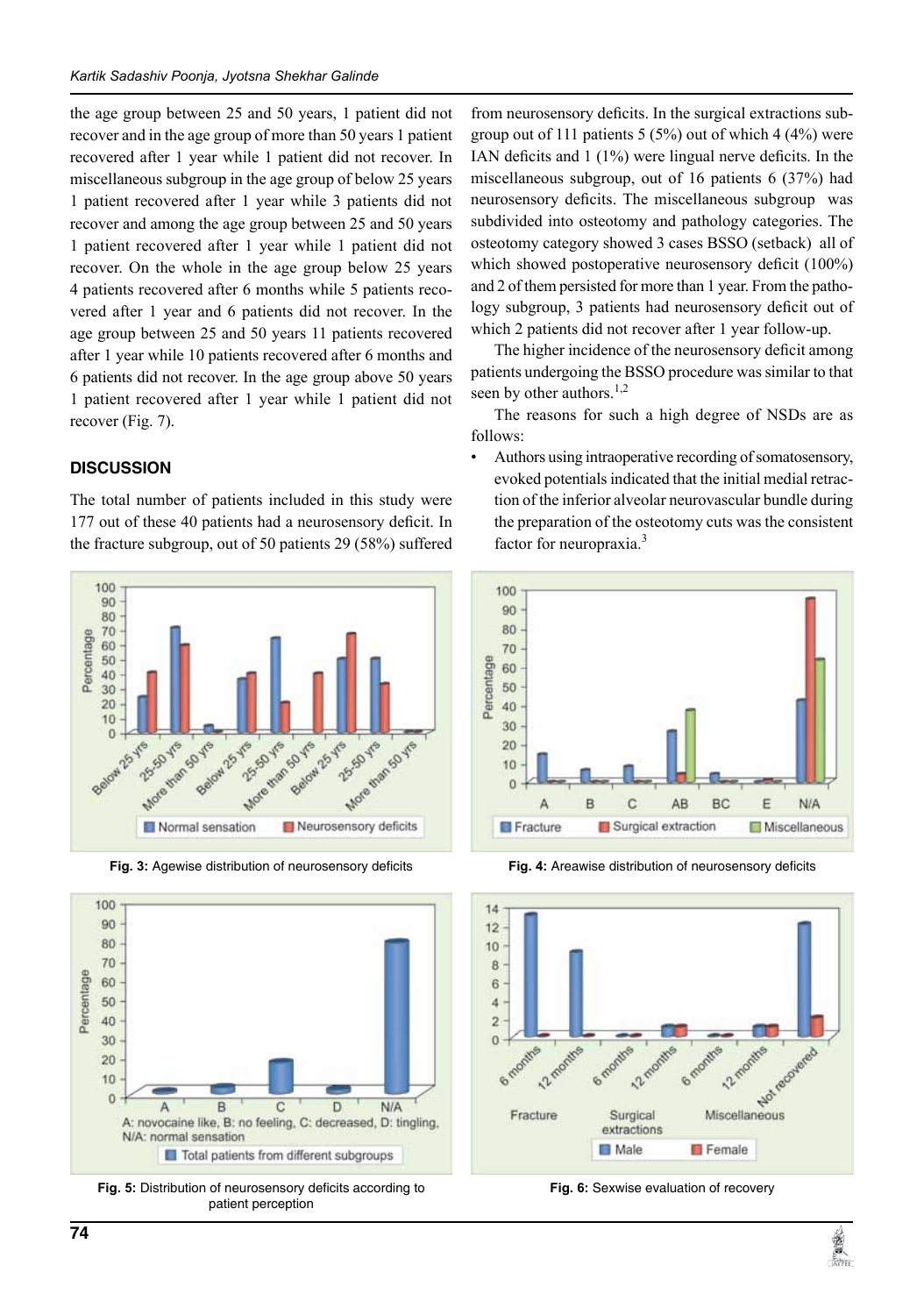the age group between 25 and 50 years, 1 patient did not recover and in the age group of more than 50 years 1 patient recovered after 1 year while 1 patient did not recover. In miscellaneous subgroup in the age group of below 25 years 1 patient recovered after 1 year while 3 patients did not recover and among the age group between 25 and 50 years 1 patient recovered after 1 year while 1 patient did not recover. On the whole in the age group below 25 years 4 patients recovered after 6 months while 5 patients recovered after 1 year and 6 patients did not recover. In the age group between 25 and 50 years 11 patients recovered after 1 year while 10 patients recovered after 6 months and 6 patients did not recover. In the age group above 50 years 1 patient recovered after 1 year while 1 patient did not recover (Fig. 7).

## DISCUSSION

The total number of patients included in this study were 177 out of these 40 patients had a neurosensory deficit. In the fracture subgroup, out of 50 patients 29 (58%) suffered from neurosensory deficits. In the surgical extractions subgroup out of 111 patients 5 (5%) out of which 4 (4%) were IAN deficits and 1 (1%) were lingual nerve deficits. In the miscellaneous subgroup, out of 16 patients 6 (37%) had neurosensory deficits. The miscellaneous subgroup was subdivided into osteotomy and pathology categories. The osteotomy category showed 3 cases BSSO (setback) all of which showed postoperative neurosensory deficit (100%) and 2 of them persisted for more than 1 year. From the pathology subgroup, 3 patients had neurosensory deficit out of which 2 patients did not recover after 1 year follow-up.

The higher incidence of the neurosensory deficit among patients undergoing the BSSO procedure was similar to that seen by other authors.[1,2]

The reasons for such a high degree of NSDs are as follows:

- Authors using intraoperative recording of somatosensory, evoked potentials indicated that the initial medial retraction of the inferior alveolar neurovascular bundle during the preparation of the osteotomy cuts was the consistent factor for neuropraxia.[3]

**Fig. 3:** Agewise distribution of neurosensory deficits

**Fig. 4:** Areawise distribution of neurosensory deficits

**Fig. 5:** Distribution of neurosensory deficits according to patient perception

**Fig. 6:** Sexwise evaluation of recovery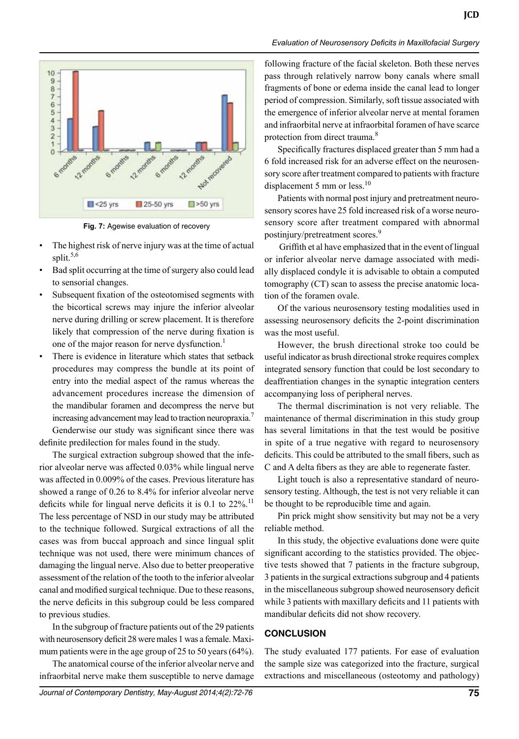Fig. 7: Agewise evaluation of recovery

- The highest risk of nerve injury was at the time of actual split.[5,6]
- Bad split occurring at the time of surgery also could lead to sensorial changes.
- Subsequent fixation of the osteotomised segments with the bicortical screws may injure the inferior alveolar nerve during drilling or screw placement. It is therefore likely that compression of the nerve during fixation is one of the major reason for nerve dysfunction.[1]
- There is evidence in literature which states that setback procedures may compress the bundle at its point of entry into the medial aspect of the ramus whereas the advancement procedures increase the dimension of the mandibular foramen and decompress the nerve but increasing advancement may lead to traction neuropraxia.[7]

Genderwise our study was significant since there was definite predilection for males found in the study.

The surgical extraction subgroup showed that the inferior alveolar nerve was affected 0.03% while lingual nerve was affected in 0.009% of the cases. Previous literature has showed a range of 0.26 to 8.4% for inferior alveolar nerve deficits while for lingual nerve deficits it is 0.1 to 22%.[11] The less percentage of NSD in our study may be attributed to the technique followed. Surgical extractions of all the cases was from buccal approach and since lingual split technique was not used, there were minimum chances of damaging the lingual nerve. Also due to better preoperative assessment of the relation of the tooth to the inferior alveolar canal and modified surgical technique. Due to these reasons, the nerve deficits in this subgroup could be less compared to previous studies.

In the subgroup of fracture patients out of the 29 patients with neurosensory deficit 28 were males 1 was a female. Maximum patients were in the age group of 25 to 50 years (64%).

The anatomical course of the inferior alveolar nerve and infraorbital nerve make them susceptible to nerve damage following fracture of the facial skeleton. Both these nerves pass through relatively narrow bony canals where small fragments of bone or edema inside the canal lead to longer period of compression. Similarly, soft tissue associated with the emergence of inferior alveolar nerve at mental foramen and infraorbital nerve at infraorbital foramen of have scarce protection from direct trauma.[8]

Specifically fractures displaced greater than 5 mm had a 6 fold increased risk for an adverse effect on the neurosensory score after treatment compared to patients with fracture displacement 5 mm or less.[10]

Patients with normal post injury and pretreatment neurosensory scores have 25 fold increased risk of a worse neurosensory score after treatment compared with abnormal postinjury/pretreatment scores.[9]

Griffith et al have emphasized that in the event of lingual or inferior alveolar nerve damage associated with medially displaced condyle it is advisable to obtain a computed tomography (CT) scan to assess the precise anatomic location of the foramen ovale.

Of the various neurosensory testing modalities used in assessing neurosensory deficits the 2-point discrimination was the most useful.

However, the brush directional stroke too could be useful indicator as brush directional stroke requires complex integrated sensory function that could be lost secondary to deaffrentiation changes in the synaptic integration centers accompanying loss of peripheral nerves.

The thermal discrimination is not very reliable. The maintenance of thermal discrimination in this study group has several limitations in that the test would be positive in spite of a true negative with regard to neurosensory deficits. This could be attributed to the small fibers, such as C and A delta fibers as they are able to regenerate faster.

Light touch is also a representative standard of neurosensory testing. Although, the test is not very reliable it can be thought to be reproducible time and again.

Pin prick might show sensitivity but may not be a very reliable method.

In this study, the objective evaluations done were quite significant according to the statistics provided. The objective tests showed that 7 patients in the fracture subgroup, 3 patients in the surgical extractions subgroup and 4 patients in the miscellaneous subgroup showed neurosensory deficit while 3 patients with maxillary deficits and 11 patients with mandibular deficits did not show recovery.

## CONCLUSION

The study evaluated 177 patients. For ease of evaluation the sample size was categorized into the fracture, surgical extractions and miscellaneous (osteotomy and pathology)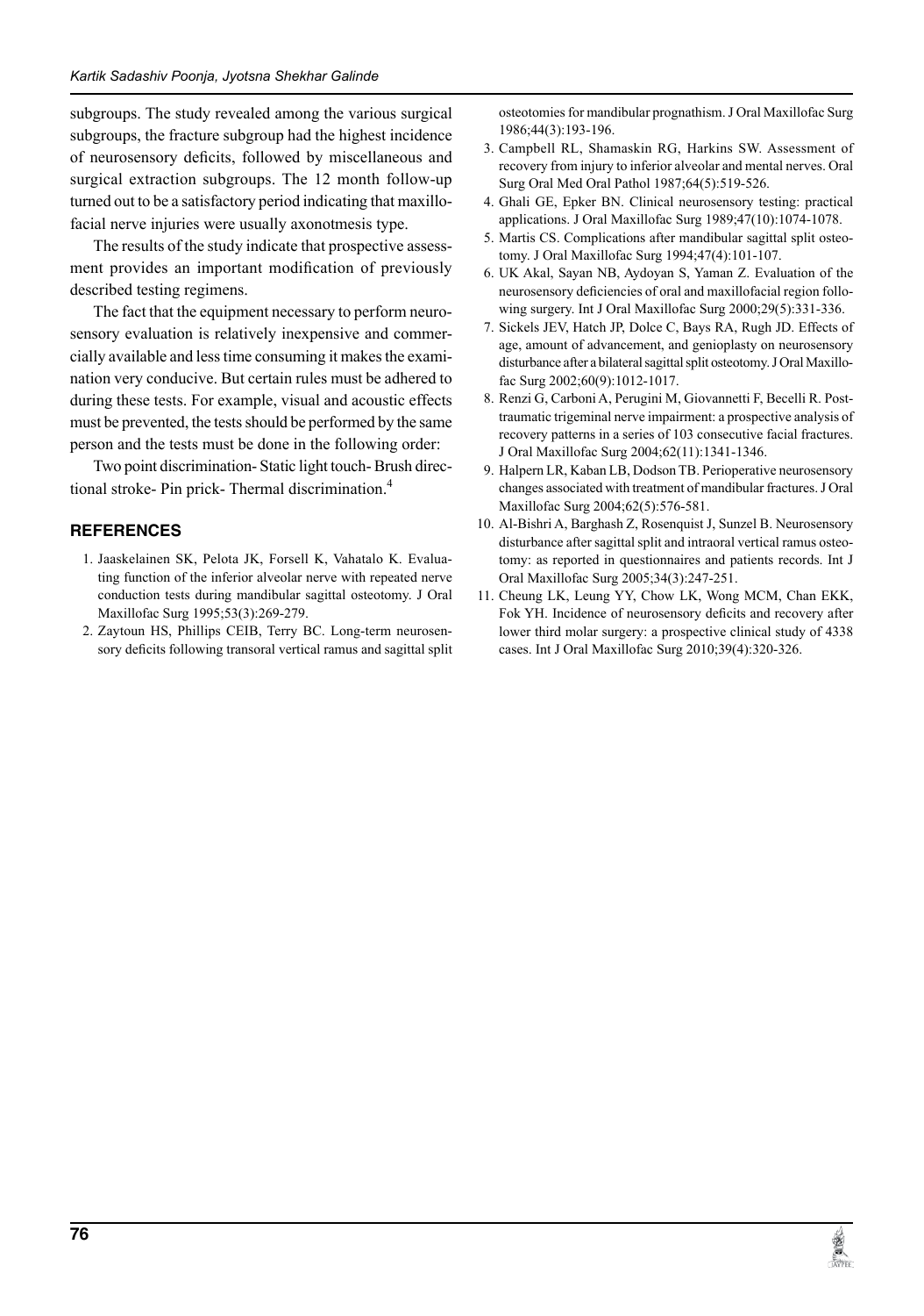subgroups. The study revealed among the various surgical subgroups, the fracture subgroup had the highest incidence of neurosensory deficits, followed by miscellaneous and surgical extraction subgroups. The 12 month follow-up turned out to be a satisfactory period indicating that maxillofacial nerve injuries were usually axonotmesis type.

The results of the study indicate that prospective assessment provides an important modification of previously described testing regimens.

The fact that the equipment necessary to perform neurosensory evaluation is relatively inexpensive and commercially available and less time consuming it makes the examination very conducive. But certain rules must be adhered to during these tests. For example, visual and acoustic effects must be prevented, the tests should be performed by the same person and the tests must be done in the following order:

Two point discrimination- Static light touch- Brush directional stroke- Pin prick- Thermal discrimination.[4]

## REFERENCES

1. Jaaskelainen SK, Pelota JK, Forsell K, Vahatalo K. Evaluating function of the inferior alveolar nerve with repeated nerve conduction tests during mandibular sagittal osteotomy. J Oral Maxillofac Surg 1995;53(3):269-279.
2. Zaytoun HS, Phillips CEIB, Terry BC. Long-term neurosensory deficits following transoral vertical ramus and sagittal split osteotomies for mandibular prognathism. J Oral Maxillofac Surg 1986;44(3):193-196.
3. Campbell RL, Shamaskin RG, Harkins SW. Assessment of recovery from injury to inferior alveolar and mental nerves. Oral Surg Oral Med Oral Pathol 1987;64(5):519-526.
4. Ghali GE, Epker BN. Clinical neurosensory testing: practical applications. J Oral Maxillofac Surg 1989;47(10):1074-1078.
5. Martis CS. Complications after mandibular sagittal split osteotomy. J Oral Maxillofac Surg 1994;47(4):101-107.
6. UK Akal, Sayan NB, Aydoyan S, Yaman Z. Evaluation of the neurosensory deficiencies of oral and maxillofacial region following surgery. Int J Oral Maxillofac Surg 2000;29(5):331-336.
7. Sickels JEV, Hatch JP, Dolce C, Bays RA, Rugh JD. Effects of age, amount of advancement, and genioplasty on neurosensory disturbance after a bilateral sagittal split osteotomy. J Oral Maxillofac Surg 2002;60(9):1012-1017.
8. Renzi G, Carboni A, Perugini M, Giovannetti F, Becelli R. Post-traumatic trigeminal nerve impairment: a prospective analysis of recovery patterns in a series of 103 consecutive facial fractures. J Oral Maxillofac Surg 2004;62(11):1341-1346.
9. Halpern LR, Kaban LB, Dodson TB. Perioperative neurosensory changes associated with treatment of mandibular fractures. J Oral Maxillofac Surg 2004;62(5):576-581.
10. Al-Bishri A, Barghash Z, Rosenquist J, Sunzel B. Neurosensory disturbance after sagittal split and intraoral vertical ramus osteotomy: as reported in questionnaires and patients records. Int J Oral Maxillofac Surg 2005;34(3):247-251.
11. Cheung LK, Leung YY, Chow LK, Wong MCM, Chan EKK, Fok YH. Incidence of neurosensory deficits and recovery after lower third molar surgery: a prospective clinical study of 4338 cases. Int J Oral Maxillofac Surg 2010;39(4):320-326.